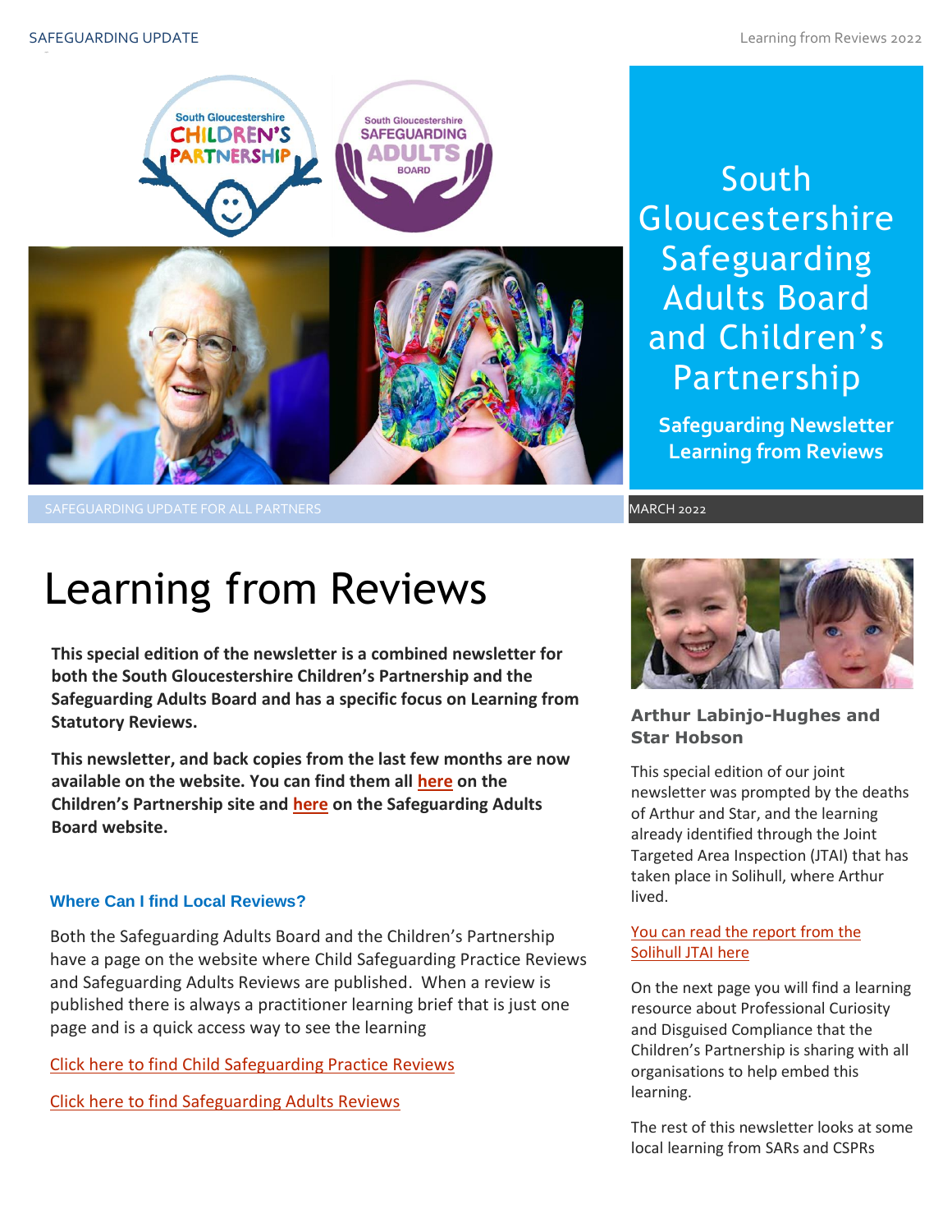# South Gloucestershire Safeguarding Adults Board and Children's Partnership

**Safeguarding Newsletter Learning from Reviews**

SAFEGUARDING UPDATE FOR ALL PARTNERS

MARCH 2022

# Learning from Reviews

**This special edition of the newsletter is a combined newsletter for both the South Gloucestershire Children's Partnership and the Safeguarding Adults Board and has a specific focus on Learning from Statutory Reviews.**

**This newsletter, and back copies from the last few months are now available on the website. You can find them all here on the Children's Partnership site and here on the Safeguarding Adults Board website.**

### Where Can I find Local Reviews?

Both the Safeguarding Adults Board and the Children's Partnership have a page on the website where Child Safeguarding Practice Reviews and Safeguarding Adults Reviews are published. When a review is published there is always a practitioner learning brief that is just one page and is a quick access way to see the learning

Click here to find Child Safeguarding Practice Reviews

Click here to find Safeguarding Adults Reviews

### Arthur Labinjo-Hughes and Star Hobson

This special edition of our joint newsletter was prompted by the deaths of Arthur and Star, and the learning already identified through the Joint Targeted Area Inspection (JTAI) that has taken place in Solihull, where Arthur lived.

You can read the report from the Solihull JTAI here

On the next page you will find a learning resource about Professional Curiosity and Disguised Compliance that the Children's Partnership is sharing with all organisations to help embed this learning.

The rest of this newsletter looks at some local learning from SARs and CSPRs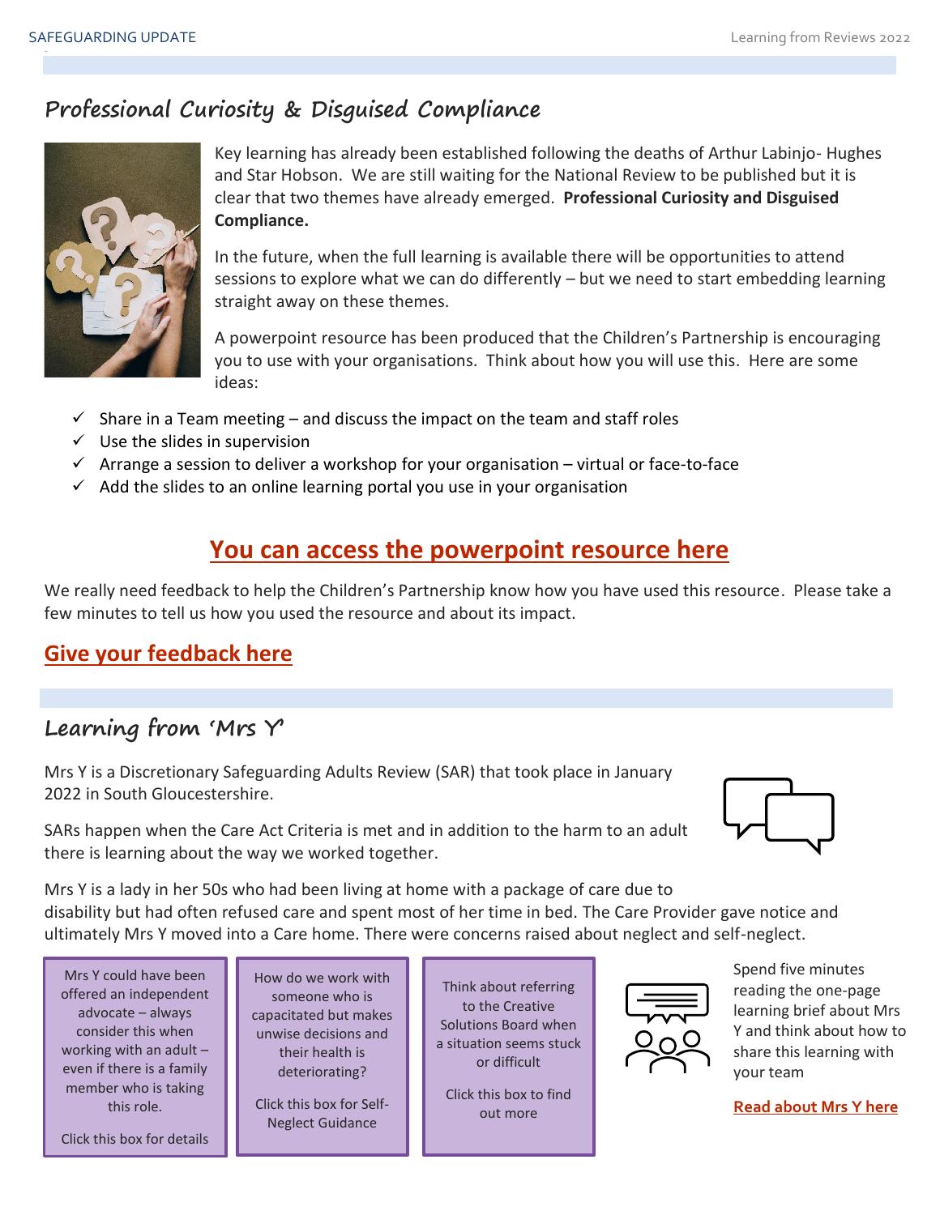## Professional Curiosity & Disguised Compliance

Key learning has already been established following the deaths of Arthur Labinjo- Hughes and Star Hobson. We are still waiting for the National Review to be published but it is clear that two themes have already emerged. **Professional Curiosity and Disguised Compliance.**

In the future, when the full learning is available there will be opportunities to attend sessions to explore what we can do differently – but we need to start embedding learning straight away on these themes.

A powerpoint resource has been produced that the Children's Partnership is encouraging you to use with your organisations. Think about how you will use this. Here are some ideas:

- ✓ Share in a Team meeting – and discuss the impact on the team and staff roles
- ✓ Use the slides in supervision
- ✓ Arrange a session to deliver a workshop for your organisation – virtual or face-to-face
- ✓ Add the slides to an online learning portal you use in your organisation

### You can access the powerpoint resource here

We really need feedback to help the Children's Partnership know how you have used this resource. Please take a few minutes to tell us how you used the resource and about its impact.

**Give your feedback here**

## Learning from 'Mrs Y'

Mrs Y is a Discretionary Safeguarding Adults Review (SAR) that took place in January 2022 in South Gloucestershire.

SARs happen when the Care Act Criteria is met and in addition to the harm to an adult there is learning about the way we worked together.

Mrs Y is a lady in her 50s who had been living at home with a package of care due to disability but had often refused care and spent most of her time in bed. The Care Provider gave notice and ultimately Mrs Y moved into a Care home. There were concerns raised about neglect and self-neglect.

Mrs Y could have been offered an independent advocate – always consider this when working with an adult – even if there is a family member who is taking this role.

Click this box for details

How do we work with someone who is capacitated but makes unwise decisions and their health is deteriorating?

Click this box for Self-Neglect Guidance

Think about referring to the Creative Solutions Board when a situation seems stuck or difficult

Click this box to find out more

Spend five minutes reading the one-page learning brief about Mrs Y and think about how to share this learning with your team

**Read about Mrs Y here**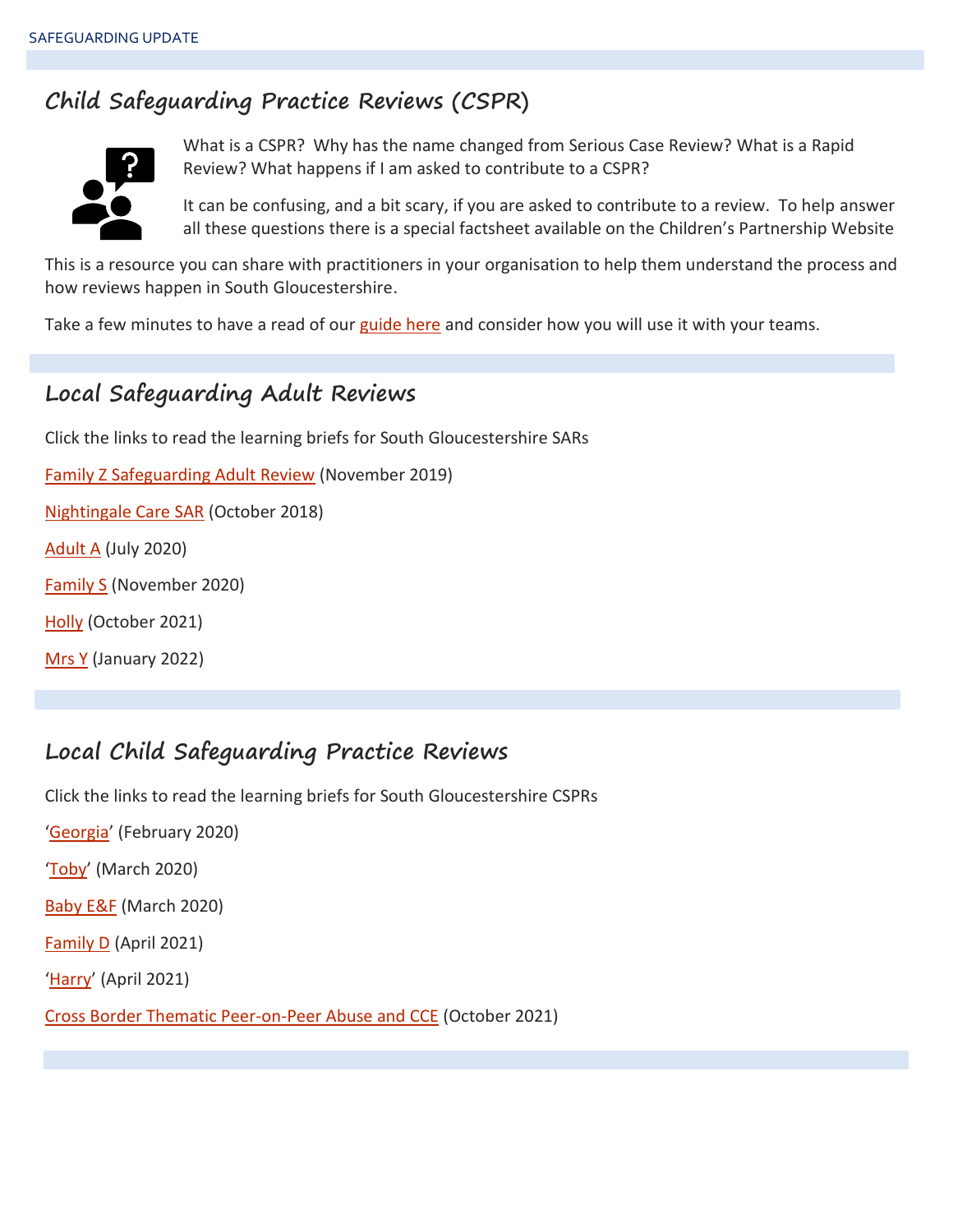## Child Safeguarding Practice Reviews (CSPR)

What is a CSPR? Why has the name changed from Serious Case Review? What is a Rapid Review? What happens if I am asked to contribute to a CSPR?

It can be confusing, and a bit scary, if you are asked to contribute to a review. To help answer all these questions there is a special factsheet available on the Children's Partnership Website

This is a resource you can share with practitioners in your organisation to help them understand the process and how reviews happen in South Gloucestershire.

Take a few minutes to have a read of our guide here and consider how you will use it with your teams.

## Local Safeguarding Adult Reviews

Click the links to read the learning briefs for South Gloucestershire SARs

Family Z Safeguarding Adult Review (November 2019)

Nightingale Care SAR (October 2018)

Adult A (July 2020)

Family S (November 2020)

Holly (October 2021)

Mrs Y (January 2022)

## Local Child Safeguarding Practice Reviews

Click the links to read the learning briefs for South Gloucestershire CSPRs

'Georgia' (February 2020)

'Toby' (March 2020)

Baby E&F (March 2020)

Family D (April 2021)

'Harry' (April 2021)

Cross Border Thematic Peer-on-Peer Abuse and CCE (October 2021)